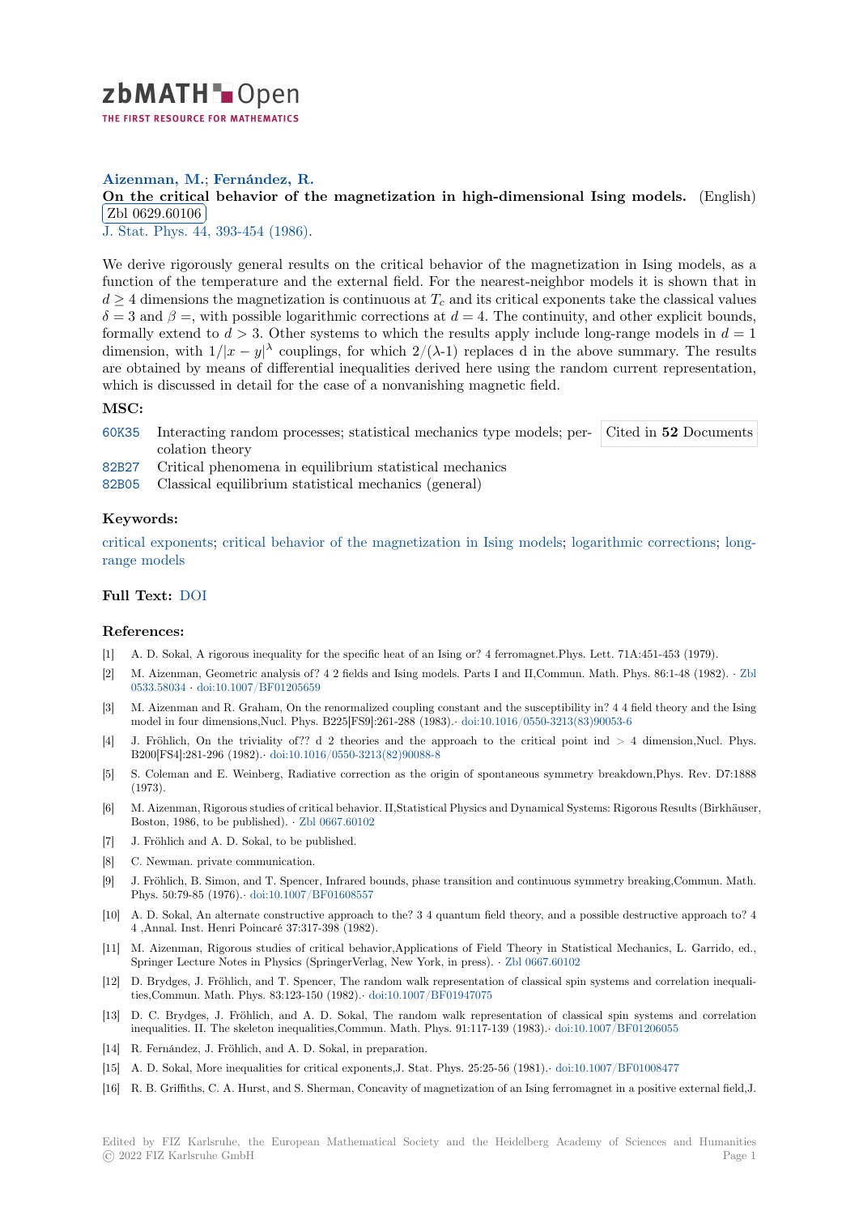zbMATH Open

THE FIRST RESOURCE FOR MATHEMATICS

**Aizenman, M.**; **Fernández, R.**

**On the critical behavior of the magnetization in high-dimensional Ising models.** (English)

Zbl 0629.60106

J. Stat. Phys. 44, 393-454 (1986).

We derive rigorously general results on the critical behavior of the magnetization in Ising models, as a function of the temperature and the external field. For the nearest-neighbor models it is shown that in $d \geq 4$ dimensions the magnetization is continuous at $T_c$ and its critical exponents take the classical values $\delta = 3$ and $\beta =$, with possible logarithmic corrections at $d = 4$. The continuity, and other explicit bounds, formally extend to $d > 3$. Other systems to which the results apply include long-range models in $d = 1$ dimension, with $1/|x-y|^\lambda$ couplings, for which $2/(\lambda$-1) replaces d in the above summary. The results are obtained by means of differential inequalities derived here using the random current representation, which is discussed in detail for the case of a nonvanishing magnetic field.

## MSC:

60K35 Interacting random processes; statistical mechanics type models; percolation theory

82B27 Critical phenomena in equilibrium statistical mechanics

82B05 Classical equilibrium statistical mechanics (general)

Cited in **52** Documents

## Keywords:

critical exponents; critical behavior of the magnetization in Ising models; logarithmic corrections; long-range models

## Full Text: DOI

## References:

[1] A. D. Sokal, A rigorous inequality for the specific heat of an Ising or? 4 ferromagnet.Phys. Lett. 71A:451-453 (1979).

[2] M. Aizenman, Geometric analysis of? 4 2 fields and Ising models. Parts I and II,Commun. Math. Phys. 86:1-48 (1982). · Zbl 0533.58034 · doi:10.1007/BF01205659

[3] M. Aizenman and R. Graham, On the renormalized coupling constant and the susceptibility in? 4 4 field theory and the Ising model in four dimensions,Nucl. Phys. B225[FS9]:261-288 (1983).· doi:10.1016/0550-3213(83)90053-6

[4] J. Fröhlich, On the triviality of?? d 2 theories and the approach to the critical point ind > 4 dimension,Nucl. Phys. B200[FS4]:281-296 (1982).· doi:10.1016/0550-3213(82)90088-8

[5] S. Coleman and E. Weinberg, Radiative correction as the origin of spontaneous symmetry breakdown,Phys. Rev. D7:1888 (1973).

[6] M. Aizenman, Rigorous studies of critical behavior. II,Statistical Physics and Dynamical Systems: Rigorous Results (Birkhäuser, Boston, 1986, to be published). · Zbl 0667.60102

[7] J. Fröhlich and A. D. Sokal, to be published.

[8] C. Newman. private communication.

[9] J. Fröhlich, B. Simon, and T. Spencer, Infrared bounds, phase transition and continuous symmetry breaking,Commun. Math. Phys. 50:79-85 (1976).· doi:10.1007/BF01608557

[10] A. D. Sokal, An alternate constructive approach to the? 3 4 quantum field theory, and a possible destructive approach to? 4 4 ,Annal. Inst. Henri Poincaré 37:317-398 (1982).

[11] M. Aizenman, Rigorous studies of critical behavior,Applications of Field Theory in Statistical Mechanics, L. Garrido, ed., Springer Lecture Notes in Physics (SpringerVerlag, New York, in press). · Zbl 0667.60102

[12] D. Brydges, J. Fröhlich, and T. Spencer, The random walk representation of classical spin systems and correlation inequalities,Commun. Math. Phys. 83:123-150 (1982).· doi:10.1007/BF01947075

[13] D. C. Brydges, J. Fröhlich, and A. D. Sokal, The random walk representation of classical spin systems and correlation inequalities. II. The skeleton inequalities,Commun. Math. Phys. 91:117-139 (1983).· doi:10.1007/BF01206055

[14] R. Fernández, J. Fröhlich, and A. D. Sokal, in preparation.

[15] A. D. Sokal, More inequalities for critical exponents,J. Stat. Phys. 25:25-56 (1981).· doi:10.1007/BF01008477

[16] R. B. Griffiths, C. A. Hurst, and S. Sherman, Concavity of magnetization of an Ising ferromagnet in a positive external field,J.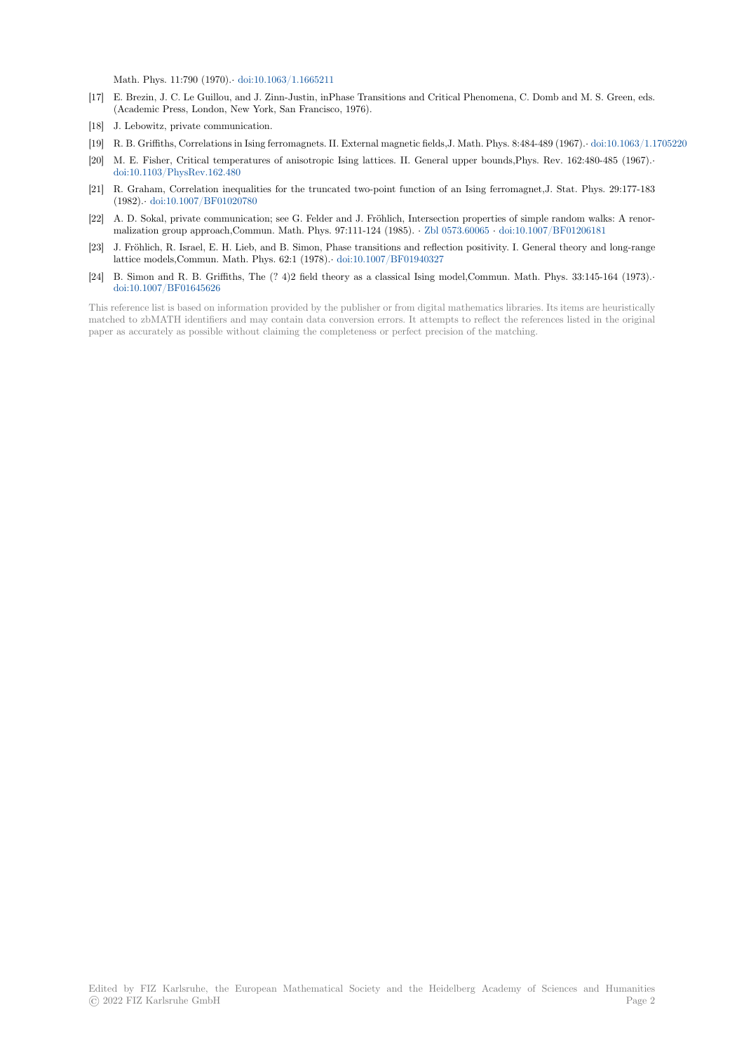Math. Phys. 11:790 (1970).· doi:10.1063/1.1665211

[17] E. Brezin, J. C. Le Guillou, and J. Zinn-Justin, inPhase Transitions and Critical Phenomena, C. Domb and M. S. Green, eds. (Academic Press, London, New York, San Francisco, 1976).

[18] J. Lebowitz, private communication.

[19] R. B. Griffiths, Correlations in Ising ferromagnets. II. External magnetic fields,J. Math. Phys. 8:484-489 (1967).· doi:10.1063/1.1705220

[20] M. E. Fisher, Critical temperatures of anisotropic Ising lattices. II. General upper bounds,Phys. Rev. 162:480-485 (1967).· doi:10.1103/PhysRev.162.480

[21] R. Graham, Correlation inequalities for the truncated two-point function of an Ising ferromagnet,J. Stat. Phys. 29:177-183 (1982).· doi:10.1007/BF01020780

[22] A. D. Sokal, private communication; see G. Felder and J. Fröhlich, Intersection properties of simple random walks: A renormalization group approach,Commun. Math. Phys. 97:111-124 (1985). · Zbl 0573.60065 · doi:10.1007/BF01206181

[23] J. Fröhlich, R. Israel, E. H. Lieb, and B. Simon, Phase transitions and reflection positivity. I. General theory and long-range lattice models,Commun. Math. Phys. 62:1 (1978).· doi:10.1007/BF01940327

[24] B. Simon and R. B. Griffiths, The (? 4)2 field theory as a classical Ising model,Commun. Math. Phys. 33:145-164 (1973).· doi:10.1007/BF01645626

This reference list is based on information provided by the publisher or from digital mathematics libraries. Its items are heuristically matched to zbMATH identifiers and may contain data conversion errors. It attempts to reflect the references listed in the original paper as accurately as possible without claiming the completeness or perfect precision of the matching.